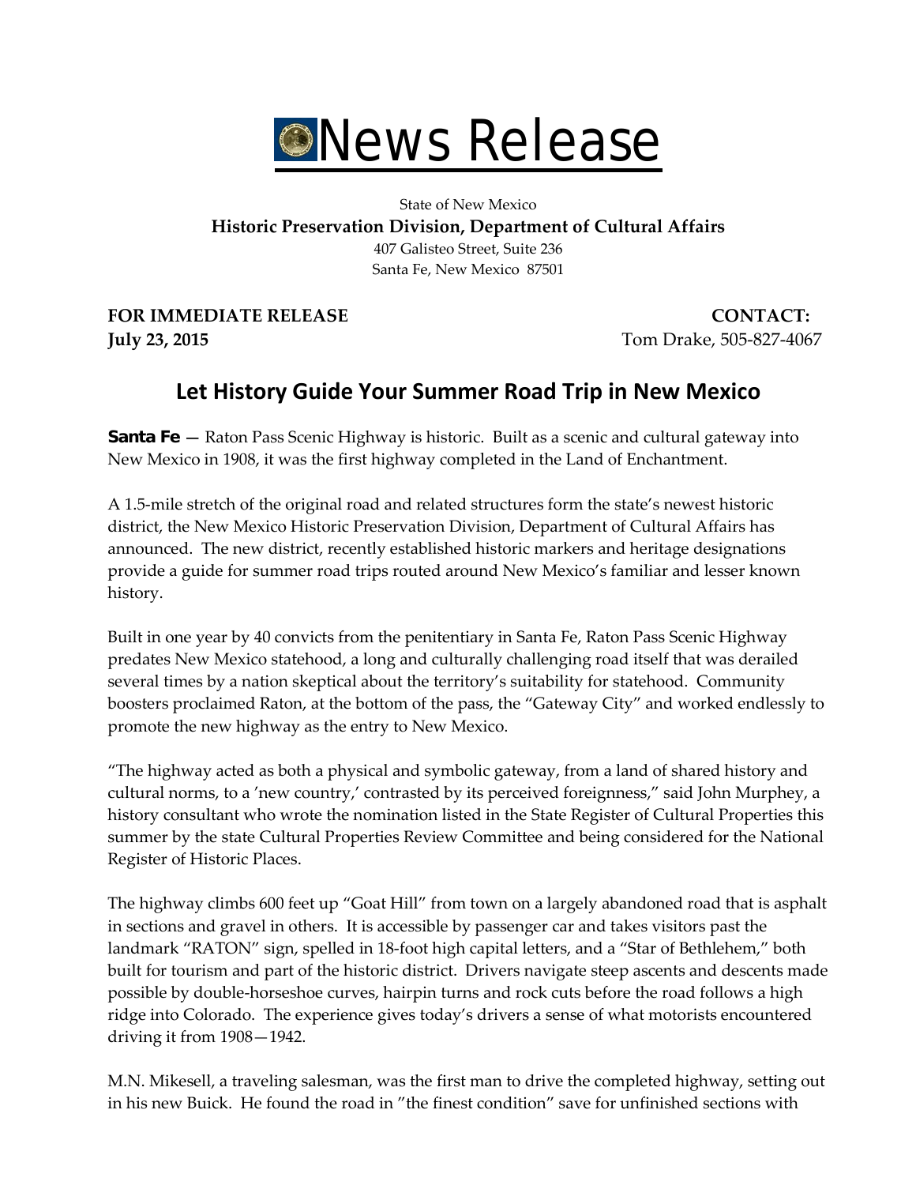# News Release

State of New Mexico
**Historic Preservation Division, Department of Cultural Affairs**
407 Galisteo Street, Suite 236
Santa Fe, New Mexico 87501

**FOR IMMEDIATE RELEASE**
**July 23, 2015**

**CONTACT:**
Tom Drake, 505-827-4067

## Let History Guide Your Summer Road Trip in New Mexico

**Santa Fe** — Raton Pass Scenic Highway is historic. Built as a scenic and cultural gateway into New Mexico in 1908, it was the first highway completed in the Land of Enchantment.

A 1.5-mile stretch of the original road and related structures form the state's newest historic district, the New Mexico Historic Preservation Division, Department of Cultural Affairs has announced. The new district, recently established historic markers and heritage designations provide a guide for summer road trips routed around New Mexico's familiar and lesser known history.

Built in one year by 40 convicts from the penitentiary in Santa Fe, Raton Pass Scenic Highway predates New Mexico statehood, a long and culturally challenging road itself that was derailed several times by a nation skeptical about the territory's suitability for statehood. Community boosters proclaimed Raton, at the bottom of the pass, the "Gateway City" and worked endlessly to promote the new highway as the entry to New Mexico.

"The highway acted as both a physical and symbolic gateway, from a land of shared history and cultural norms, to a 'new country,' contrasted by its perceived foreignness," said John Murphey, a history consultant who wrote the nomination listed in the State Register of Cultural Properties this summer by the state Cultural Properties Review Committee and being considered for the National Register of Historic Places.

The highway climbs 600 feet up "Goat Hill" from town on a largely abandoned road that is asphalt in sections and gravel in others. It is accessible by passenger car and takes visitors past the landmark "RATON" sign, spelled in 18-foot high capital letters, and a "Star of Bethlehem," both built for tourism and part of the historic district. Drivers navigate steep ascents and descents made possible by double-horseshoe curves, hairpin turns and rock cuts before the road follows a high ridge into Colorado. The experience gives today's drivers a sense of what motorists encountered driving it from 1908—1942.

M.N. Mikesell, a traveling salesman, was the first man to drive the completed highway, setting out in his new Buick. He found the road in "the finest condition" save for unfinished sections with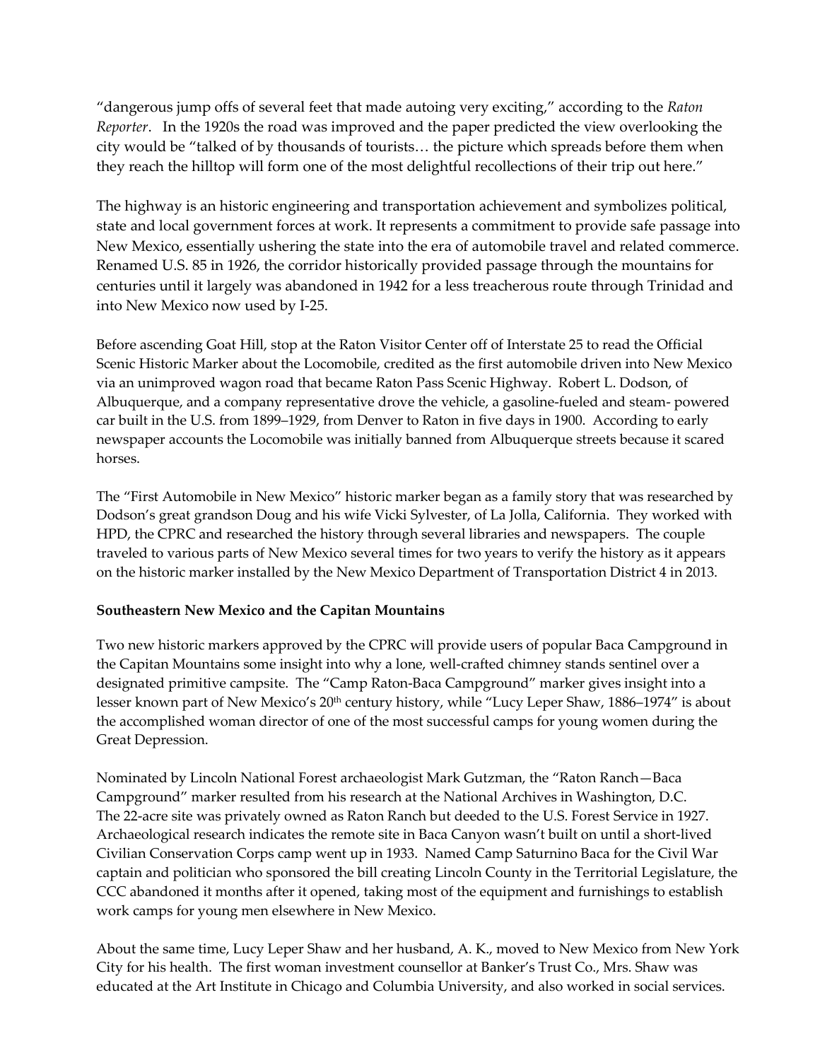"dangerous jump offs of several feet that made autoing very exciting," according to the *Raton Reporter*. In the 1920s the road was improved and the paper predicted the view overlooking the city would be "talked of by thousands of tourists… the picture which spreads before them when they reach the hilltop will form one of the most delightful recollections of their trip out here."

The highway is an historic engineering and transportation achievement and symbolizes political, state and local government forces at work. It represents a commitment to provide safe passage into New Mexico, essentially ushering the state into the era of automobile travel and related commerce. Renamed U.S. 85 in 1926, the corridor historically provided passage through the mountains for centuries until it largely was abandoned in 1942 for a less treacherous route through Trinidad and into New Mexico now used by I-25.

Before ascending Goat Hill, stop at the Raton Visitor Center off of Interstate 25 to read the Official Scenic Historic Marker about the Locomobile, credited as the first automobile driven into New Mexico via an unimproved wagon road that became Raton Pass Scenic Highway. Robert L. Dodson, of Albuquerque, and a company representative drove the vehicle, a gasoline-fueled and steam- powered car built in the U.S. from 1899–1929, from Denver to Raton in five days in 1900. According to early newspaper accounts the Locomobile was initially banned from Albuquerque streets because it scared horses.

The "First Automobile in New Mexico" historic marker began as a family story that was researched by Dodson's great grandson Doug and his wife Vicki Sylvester, of La Jolla, California. They worked with HPD, the CPRC and researched the history through several libraries and newspapers. The couple traveled to various parts of New Mexico several times for two years to verify the history as it appears on the historic marker installed by the New Mexico Department of Transportation District 4 in 2013.

**Southeastern New Mexico and the Capitan Mountains**

Two new historic markers approved by the CPRC will provide users of popular Baca Campground in the Capitan Mountains some insight into why a lone, well-crafted chimney stands sentinel over a designated primitive campsite. The "Camp Raton-Baca Campground" marker gives insight into a lesser known part of New Mexico's 20th century history, while "Lucy Leper Shaw, 1886–1974" is about the accomplished woman director of one of the most successful camps for young women during the Great Depression.

Nominated by Lincoln National Forest archaeologist Mark Gutzman, the "Raton Ranch—Baca Campground" marker resulted from his research at the National Archives in Washington, D.C. The 22-acre site was privately owned as Raton Ranch but deeded to the U.S. Forest Service in 1927. Archaeological research indicates the remote site in Baca Canyon wasn't built on until a short-lived Civilian Conservation Corps camp went up in 1933. Named Camp Saturnino Baca for the Civil War captain and politician who sponsored the bill creating Lincoln County in the Territorial Legislature, the CCC abandoned it months after it opened, taking most of the equipment and furnishings to establish work camps for young men elsewhere in New Mexico.

About the same time, Lucy Leper Shaw and her husband, A. K., moved to New Mexico from New York City for his health. The first woman investment counsellor at Banker's Trust Co., Mrs. Shaw was educated at the Art Institute in Chicago and Columbia University, and also worked in social services.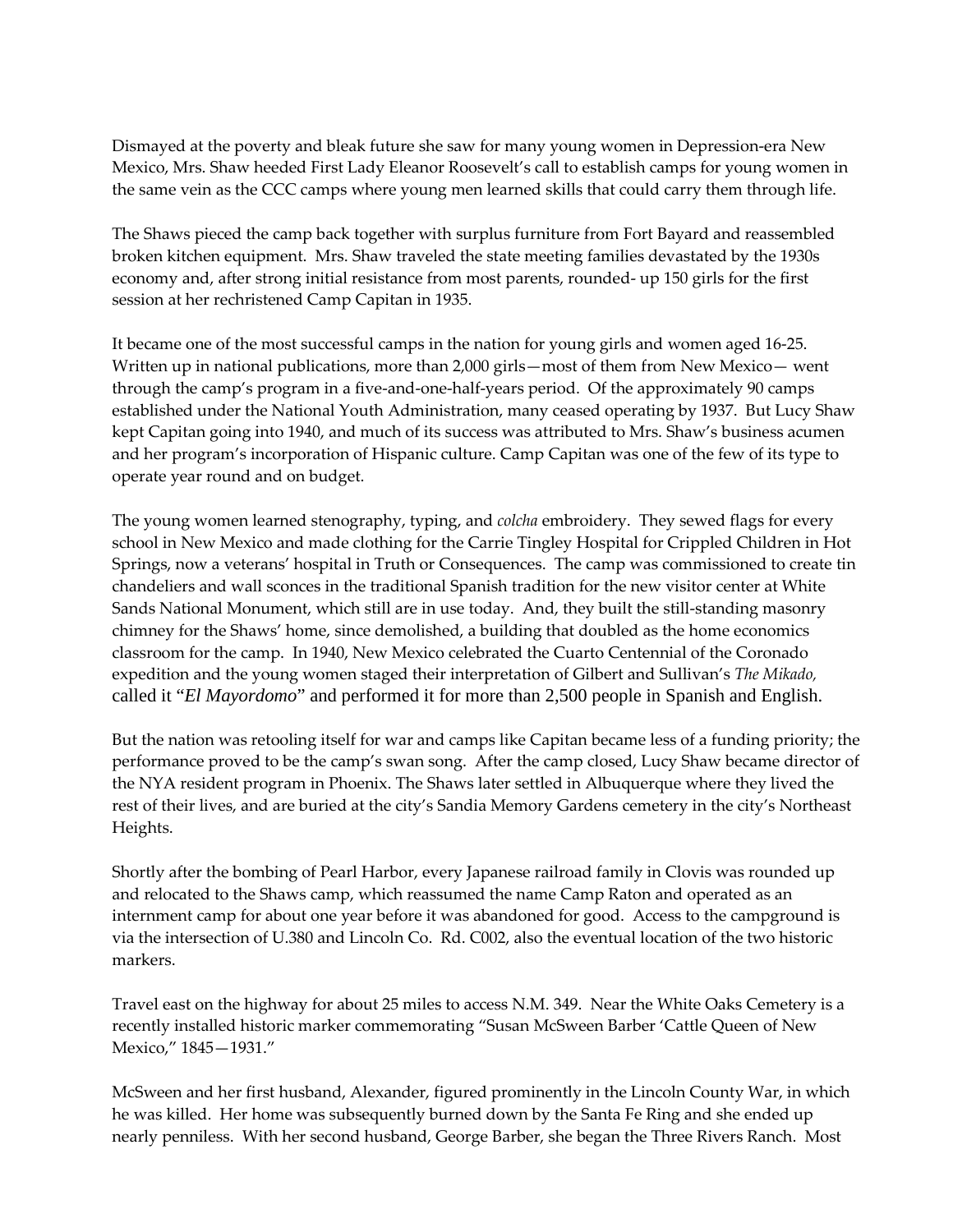Dismayed at the poverty and bleak future she saw for many young women in Depression-era New Mexico, Mrs. Shaw heeded First Lady Eleanor Roosevelt's call to establish camps for young women in the same vein as the CCC camps where young men learned skills that could carry them through life.

The Shaws pieced the camp back together with surplus furniture from Fort Bayard and reassembled broken kitchen equipment. Mrs. Shaw traveled the state meeting families devastated by the 1930s economy and, after strong initial resistance from most parents, rounded- up 150 girls for the first session at her rechristened Camp Capitan in 1935.

It became one of the most successful camps in the nation for young girls and women aged 16-25. Written up in national publications, more than 2,000 girls—most of them from New Mexico— went through the camp's program in a five-and-one-half-years period. Of the approximately 90 camps established under the National Youth Administration, many ceased operating by 1937. But Lucy Shaw kept Capitan going into 1940, and much of its success was attributed to Mrs. Shaw's business acumen and her program's incorporation of Hispanic culture. Camp Capitan was one of the few of its type to operate year round and on budget.

The young women learned stenography, typing, and *colcha* embroidery. They sewed flags for every school in New Mexico and made clothing for the Carrie Tingley Hospital for Crippled Children in Hot Springs, now a veterans' hospital in Truth or Consequences. The camp was commissioned to create tin chandeliers and wall sconces in the traditional Spanish tradition for the new visitor center at White Sands National Monument, which still are in use today. And, they built the still-standing masonry chimney for the Shaws' home, since demolished, a building that doubled as the home economics classroom for the camp. In 1940, New Mexico celebrated the Cuarto Centennial of the Coronado expedition and the young women staged their interpretation of Gilbert and Sullivan's *The Mikado,* called it "*El Mayordomo*" and performed it for more than 2,500 people in Spanish and English.

But the nation was retooling itself for war and camps like Capitan became less of a funding priority; the performance proved to be the camp's swan song. After the camp closed, Lucy Shaw became director of the NYA resident program in Phoenix. The Shaws later settled in Albuquerque where they lived the rest of their lives, and are buried at the city's Sandia Memory Gardens cemetery in the city's Northeast Heights.

Shortly after the bombing of Pearl Harbor, every Japanese railroad family in Clovis was rounded up and relocated to the Shaws camp, which reassumed the name Camp Raton and operated as an internment camp for about one year before it was abandoned for good. Access to the campground is via the intersection of U.380 and Lincoln Co. Rd. C002, also the eventual location of the two historic markers.

Travel east on the highway for about 25 miles to access N.M. 349. Near the White Oaks Cemetery is a recently installed historic marker commemorating "Susan McSween Barber 'Cattle Queen of New Mexico," 1845—1931."

McSween and her first husband, Alexander, figured prominently in the Lincoln County War, in which he was killed. Her home was subsequently burned down by the Santa Fe Ring and she ended up nearly penniless. With her second husband, George Barber, she began the Three Rivers Ranch. Most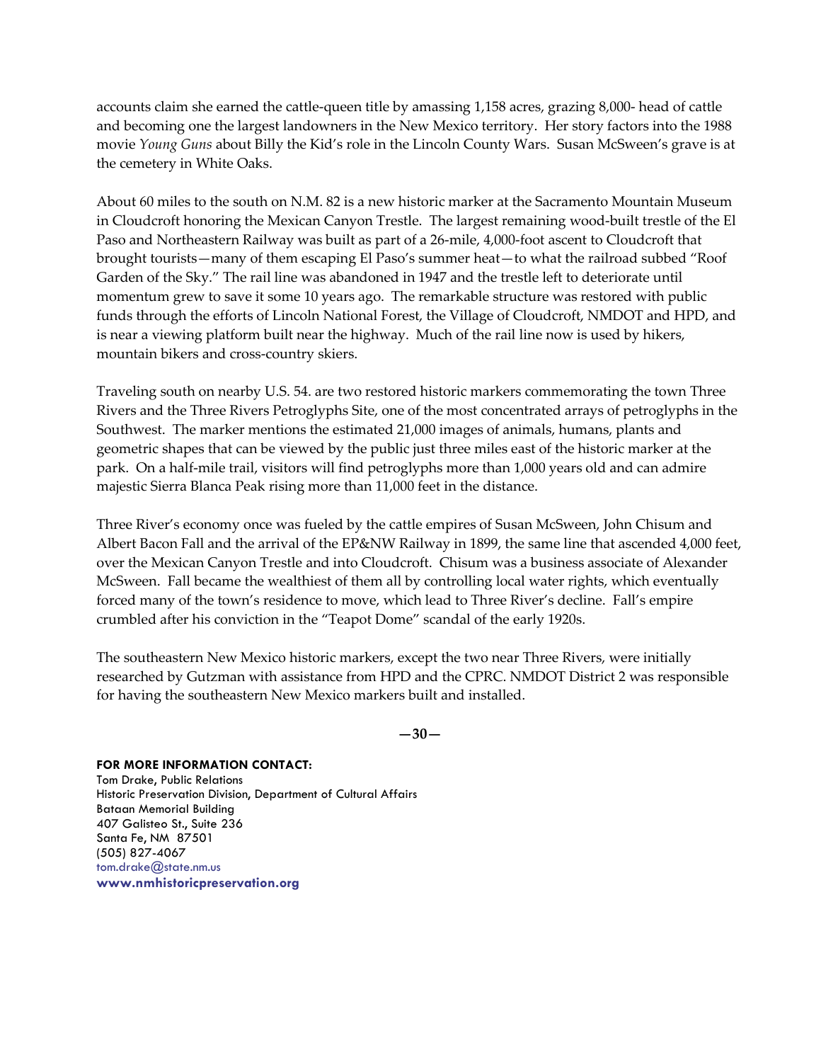accounts claim she earned the cattle-queen title by amassing 1,158 acres, grazing 8,000- head of cattle and becoming one the largest landowners in the New Mexico territory. Her story factors into the 1988 movie *Young Guns* about Billy the Kid's role in the Lincoln County Wars. Susan McSween's grave is at the cemetery in White Oaks.

About 60 miles to the south on N.M. 82 is a new historic marker at the Sacramento Mountain Museum in Cloudcroft honoring the Mexican Canyon Trestle. The largest remaining wood-built trestle of the El Paso and Northeastern Railway was built as part of a 26-mile, 4,000-foot ascent to Cloudcroft that brought tourists—many of them escaping El Paso's summer heat—to what the railroad subbed "Roof Garden of the Sky." The rail line was abandoned in 1947 and the trestle left to deteriorate until momentum grew to save it some 10 years ago. The remarkable structure was restored with public funds through the efforts of Lincoln National Forest, the Village of Cloudcroft, NMDOT and HPD, and is near a viewing platform built near the highway. Much of the rail line now is used by hikers, mountain bikers and cross-country skiers.

Traveling south on nearby U.S. 54. are two restored historic markers commemorating the town Three Rivers and the Three Rivers Petroglyphs Site, one of the most concentrated arrays of petroglyphs in the Southwest. The marker mentions the estimated 21,000 images of animals, humans, plants and geometric shapes that can be viewed by the public just three miles east of the historic marker at the park. On a half-mile trail, visitors will find petroglyphs more than 1,000 years old and can admire majestic Sierra Blanca Peak rising more than 11,000 feet in the distance.

Three River's economy once was fueled by the cattle empires of Susan McSween, John Chisum and Albert Bacon Fall and the arrival of the EP&NW Railway in 1899, the same line that ascended 4,000 feet, over the Mexican Canyon Trestle and into Cloudcroft. Chisum was a business associate of Alexander McSween. Fall became the wealthiest of them all by controlling local water rights, which eventually forced many of the town's residence to move, which lead to Three River's decline. Fall's empire crumbled after his conviction in the "Teapot Dome" scandal of the early 1920s.

The southeastern New Mexico historic markers, except the two near Three Rivers, were initially researched by Gutzman with assistance from HPD and the CPRC. NMDOT District 2 was responsible for having the southeastern New Mexico markers built and installed.

**—30—**

**FOR MORE INFORMATION CONTACT:**
Tom Drake, Public Relations
Historic Preservation Division, Department of Cultural Affairs
Bataan Memorial Building
407 Galisteo St., Suite 236
Santa Fe, NM 87501
(505) 827-4067
tom.drake@state.nm.us
**www.nmhistoricpreservation.org**